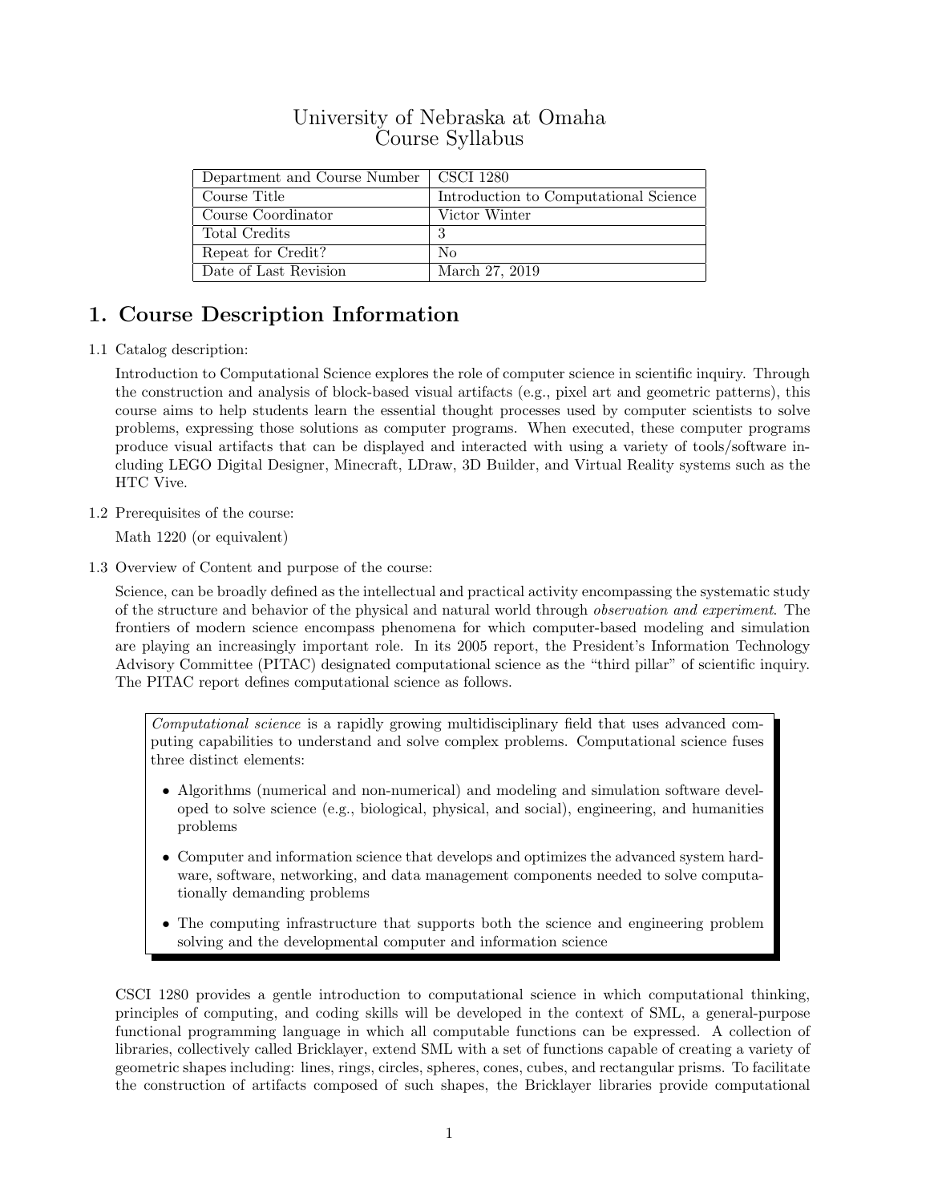# University of Nebraska at Omaha
# Course Syllabus

| Department and Course Number | CSCI 1280 |
|---|---|
| Course Title | Introduction to Computational Science |
| Course Coordinator | Victor Winter |
| Total Credits | 3 |
| Repeat for Credit? | No |
| Date of Last Revision | March 27, 2019 |

## 1. Course Description Information

1.1 Catalog description:

Introduction to Computational Science explores the role of computer science in scientific inquiry. Through the construction and analysis of block-based visual artifacts (e.g., pixel art and geometric patterns), this course aims to help students learn the essential thought processes used by computer scientists to solve problems, expressing those solutions as computer programs. When executed, these computer programs produce visual artifacts that can be displayed and interacted with using a variety of tools/software including LEGO Digital Designer, Minecraft, LDraw, 3D Builder, and Virtual Reality systems such as the HTC Vive.

1.2 Prerequisites of the course:

Math 1220 (or equivalent)

1.3 Overview of Content and purpose of the course:

Science, can be broadly defined as the intellectual and practical activity encompassing the systematic study of the structure and behavior of the physical and natural world through *observation and experiment*. The frontiers of modern science encompass phenomena for which computer-based modeling and simulation are playing an increasingly important role. In its 2005 report, the President's Information Technology Advisory Committee (PITAC) designated computational science as the "third pillar" of scientific inquiry. The PITAC report defines computational science as follows.

> *Computational science* is a rapidly growing multidisciplinary field that uses advanced computing capabilities to understand and solve complex problems. Computational science fuses three distinct elements:
>
> - Algorithms (numerical and non-numerical) and modeling and simulation software developed to solve science (e.g., biological, physical, and social), engineering, and humanities problems
> - Computer and information science that develops and optimizes the advanced system hardware, software, networking, and data management components needed to solve computationally demanding problems
> - The computing infrastructure that supports both the science and engineering problem solving and the developmental computer and information science

CSCI 1280 provides a gentle introduction to computational science in which computational thinking, principles of computing, and coding skills will be developed in the context of SML, a general-purpose functional programming language in which all computable functions can be expressed. A collection of libraries, collectively called Bricklayer, extend SML with a set of functions capable of creating a variety of geometric shapes including: lines, rings, circles, spheres, cones, cubes, and rectangular prisms. To facilitate the construction of artifacts composed of such shapes, the Bricklayer libraries provide computational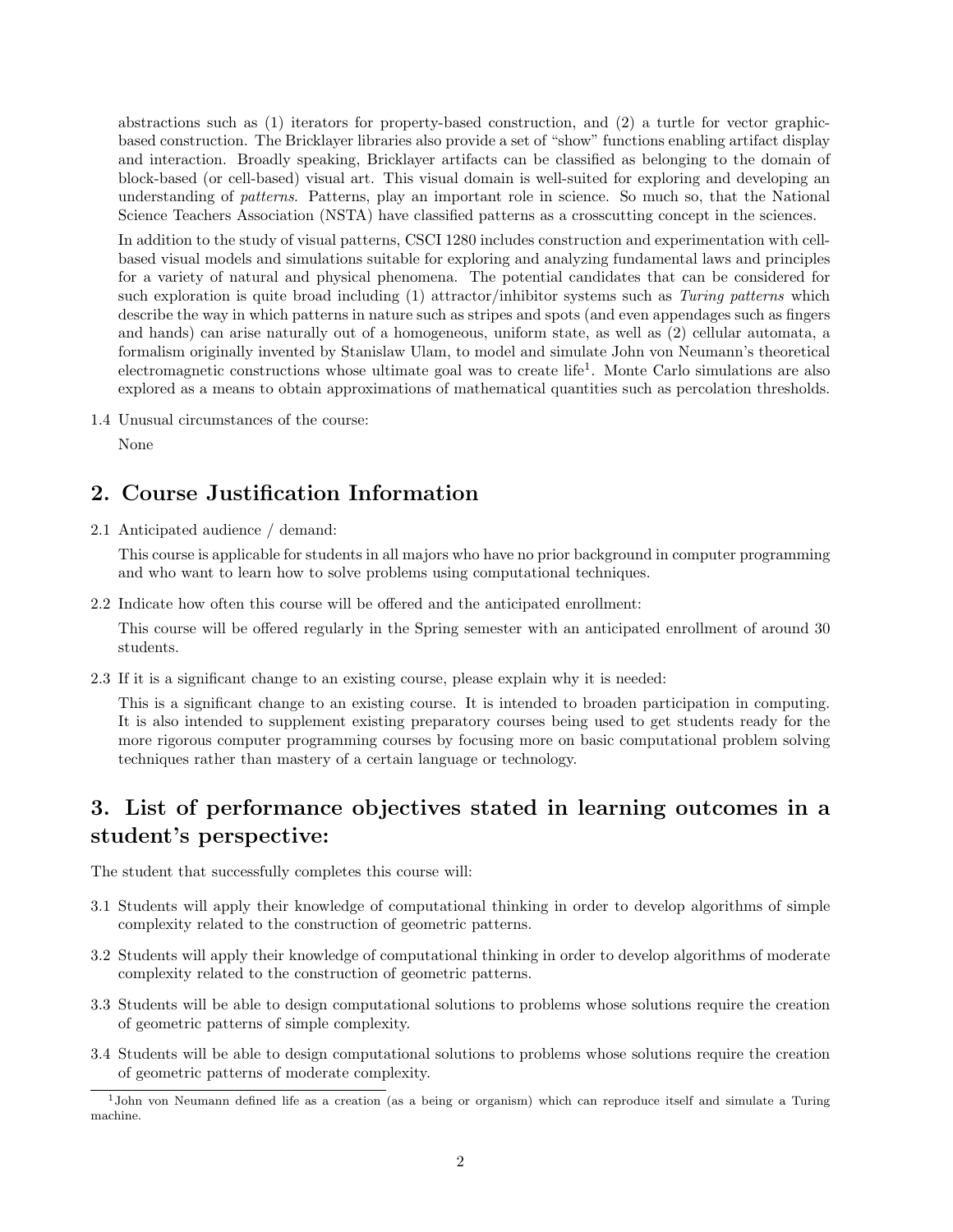abstractions such as (1) iterators for property-based construction, and (2) a turtle for vector graphic-based construction. The Bricklayer libraries also provide a set of "show" functions enabling artifact display and interaction. Broadly speaking, Bricklayer artifacts can be classified as belonging to the domain of block-based (or cell-based) visual art. This visual domain is well-suited for exploring and developing an understanding of *patterns*. Patterns, play an important role in science. So much so, that the National Science Teachers Association (NSTA) have classified patterns as a crosscutting concept in the sciences.

In addition to the study of visual patterns, CSCI 1280 includes construction and experimentation with cell-based visual models and simulations suitable for exploring and analyzing fundamental laws and principles for a variety of natural and physical phenomena. The potential candidates that can be considered for such exploration is quite broad including (1) attractor/inhibitor systems such as *Turing patterns* which describe the way in which patterns in nature such as stripes and spots (and even appendages such as fingers and hands) can arise naturally out of a homogeneous, uniform state, as well as (2) cellular automata, a formalism originally invented by Stanislaw Ulam, to model and simulate John von Neumann's theoretical electromagnetic constructions whose ultimate goal was to create life[1]. Monte Carlo simulations are also explored as a means to obtain approximations of mathematical quantities such as percolation thresholds.

1.4 Unusual circumstances of the course:

None

## 2. Course Justification Information

2.1 Anticipated audience / demand:

This course is applicable for students in all majors who have no prior background in computer programming and who want to learn how to solve problems using computational techniques.

2.2 Indicate how often this course will be offered and the anticipated enrollment:

This course will be offered regularly in the Spring semester with an anticipated enrollment of around 30 students.

2.3 If it is a significant change to an existing course, please explain why it is needed:

This is a significant change to an existing course. It is intended to broaden participation in computing. It is also intended to supplement existing preparatory courses being used to get students ready for the more rigorous computer programming courses by focusing more on basic computational problem solving techniques rather than mastery of a certain language or technology.

## 3. List of performance objectives stated in learning outcomes in a student's perspective:

The student that successfully completes this course will:

3.1 Students will apply their knowledge of computational thinking in order to develop algorithms of simple complexity related to the construction of geometric patterns.

3.2 Students will apply their knowledge of computational thinking in order to develop algorithms of moderate complexity related to the construction of geometric patterns.

3.3 Students will be able to design computational solutions to problems whose solutions require the creation of geometric patterns of simple complexity.

3.4 Students will be able to design computational solutions to problems whose solutions require the creation of geometric patterns of moderate complexity.

[1] John von Neumann defined life as a creation (as a being or organism) which can reproduce itself and simulate a Turing machine.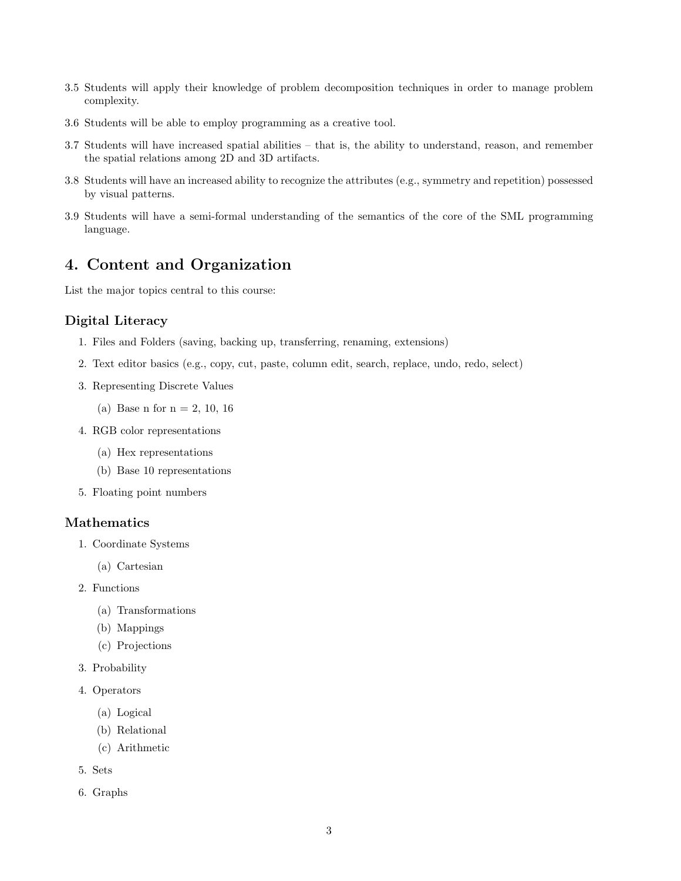3.5 Students will apply their knowledge of problem decomposition techniques in order to manage problem complexity.

3.6 Students will be able to employ programming as a creative tool.

3.7 Students will have increased spatial abilities – that is, the ability to understand, reason, and remember the spatial relations among 2D and 3D artifacts.

3.8 Students will have an increased ability to recognize the attributes (e.g., symmetry and repetition) possessed by visual patterns.

3.9 Students will have a semi-formal understanding of the semantics of the core of the SML programming language.

## 4. Content and Organization

List the major topics central to this course:

### Digital Literacy

1. Files and Folders (saving, backing up, transferring, renaming, extensions)
2. Text editor basics (e.g., copy, cut, paste, column edit, search, replace, undo, redo, select)
3. Representing Discrete Values
   (a) Base n for n = 2, 10, 16
4. RGB color representations
   (a) Hex representations
   (b) Base 10 representations
5. Floating point numbers

### Mathematics

1. Coordinate Systems
   (a) Cartesian
2. Functions
   (a) Transformations
   (b) Mappings
   (c) Projections
3. Probability
4. Operators
   (a) Logical
   (b) Relational
   (c) Arithmetic
5. Sets
6. Graphs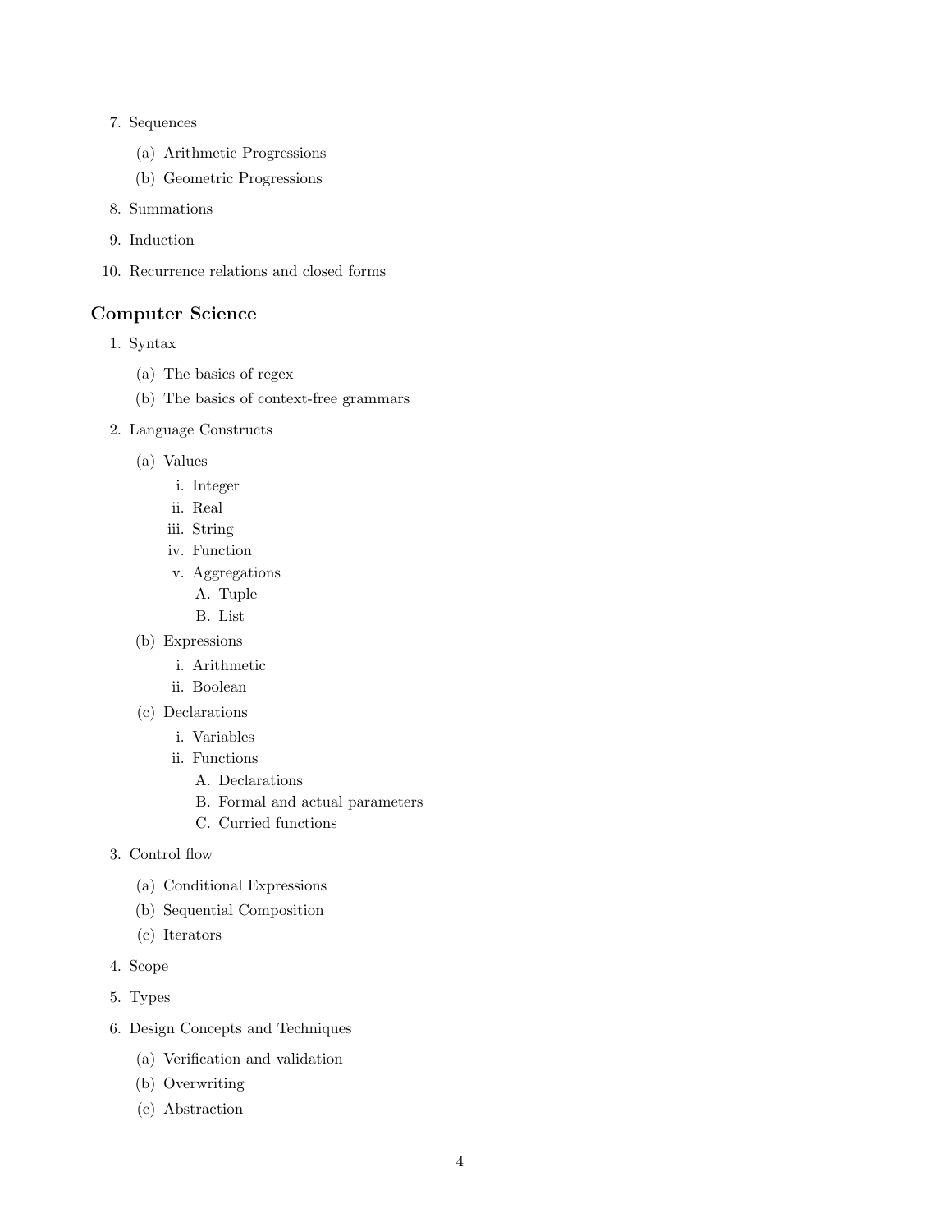7. Sequences
   (a) Arithmetic Progressions
   (b) Geometric Progressions
8. Summations
9. Induction
10. Recurrence relations and closed forms

## Computer Science

1. Syntax
   (a) The basics of regex
   (b) The basics of context-free grammars
2. Language Constructs
   (a) Values
      i. Integer
      ii. Real
      iii. String
      iv. Function
      v. Aggregations
         A. Tuple
         B. List
   (b) Expressions
      i. Arithmetic
      ii. Boolean
   (c) Declarations
      i. Variables
      ii. Functions
         A. Declarations
         B. Formal and actual parameters
         C. Curried functions
3. Control flow
   (a) Conditional Expressions
   (b) Sequential Composition
   (c) Iterators
4. Scope
5. Types
6. Design Concepts and Techniques
   (a) Verification and validation
   (b) Overwriting
   (c) Abstraction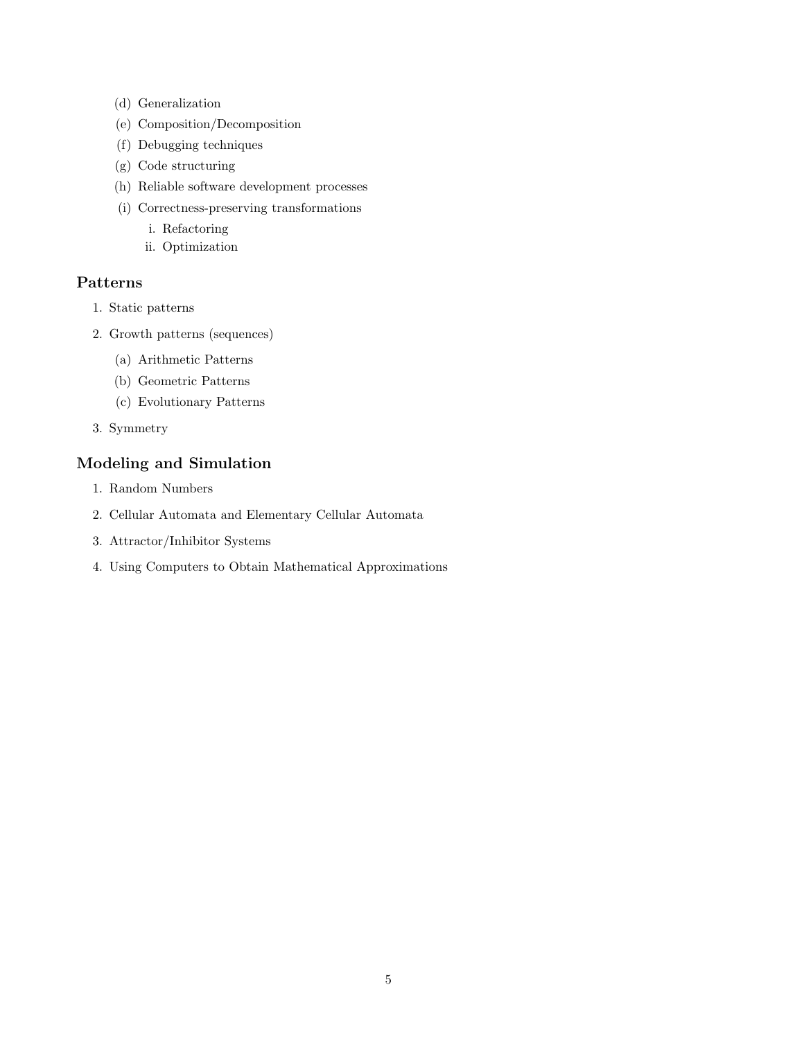(d) Generalization

(e) Composition/Decomposition

(f) Debugging techniques

(g) Code structuring

(h) Reliable software development processes

(i) Correctness-preserving transformations

  i. Refactoring

  ii. Optimization

## Patterns

1. Static patterns
2. Growth patterns (sequences)
   (a) Arithmetic Patterns
   (b) Geometric Patterns
   (c) Evolutionary Patterns
3. Symmetry

## Modeling and Simulation

1. Random Numbers
2. Cellular Automata and Elementary Cellular Automata
3. Attractor/Inhibitor Systems
4. Using Computers to Obtain Mathematical Approximations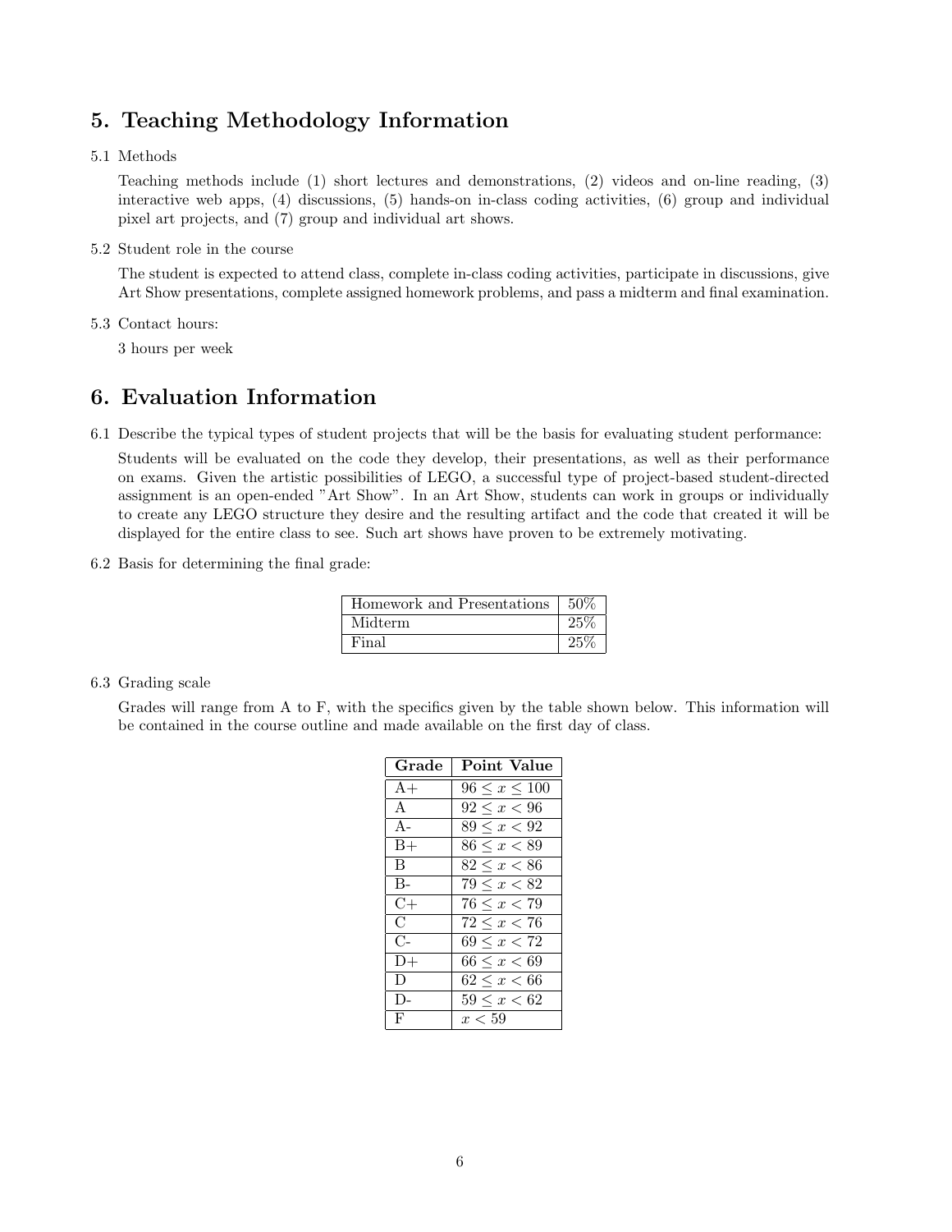## 5. Teaching Methodology Information

5.1 Methods

Teaching methods include (1) short lectures and demonstrations, (2) videos and on-line reading, (3) interactive web apps, (4) discussions, (5) hands-on in-class coding activities, (6) group and individual pixel art projects, and (7) group and individual art shows.

5.2 Student role in the course

The student is expected to attend class, complete in-class coding activities, participate in discussions, give Art Show presentations, complete assigned homework problems, and pass a midterm and final examination.

5.3 Contact hours:

3 hours per week

## 6. Evaluation Information

6.1 Describe the typical types of student projects that will be the basis for evaluating student performance:

Students will be evaluated on the code they develop, their presentations, as well as their performance on exams. Given the artistic possibilities of LEGO, a successful type of project-based student-directed assignment is an open-ended "Art Show". In an Art Show, students can work in groups or individually to create any LEGO structure they desire and the resulting artifact and the code that created it will be displayed for the entire class to see. Such art shows have proven to be extremely motivating.

6.2 Basis for determining the final grade:

| Component | Weight |
|---|---|
| Homework and Presentations | 50% |
| Midterm | 25% |
| Final | 25% |

6.3 Grading scale

Grades will range from A to F, with the specifics given by the table shown below. This information will be contained in the course outline and made available on the first day of class.

| **Grade** | **Point Value** |
|---|---|
| A+ | $96 \leq x \leq 100$ |
| A | $92 \leq x < 96$ |
| A- | $89 \leq x < 92$ |
| B+ | $86 \leq x < 89$ |
| B | $82 \leq x < 86$ |
| B- | $79 \leq x < 82$ |
| C+ | $76 \leq x < 79$ |
| C | $72 \leq x < 76$ |
| C- | $69 \leq x < 72$ |
| D+ | $66 \leq x < 69$ |
| D | $62 \leq x < 66$ |
| D- | $59 \leq x < 62$ |
| F | $x < 59$ |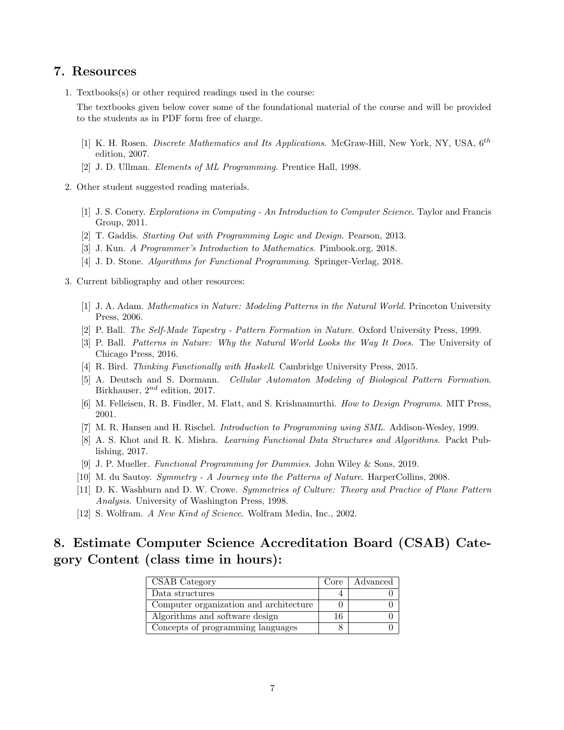## 7. Resources

1. Textbooks(s) or other required readings used in the course:

   The textbooks given below cover some of the foundational material of the course and will be provided to the students as in PDF form free of charge.

   [1] K. H. Rosen. *Discrete Mathematics and Its Applications*. McGraw-Hill, New York, NY, USA, $6^{th}$ edition, 2007.

   [2] J. D. Ullman. *Elements of ML Programming*. Prentice Hall, 1998.

2. Other student suggested reading materials.

   [1] J. S. Conery. *Explorations in Computing - An Introduction to Computer Science*. Taylor and Francis Group, 2011.

   [2] T. Gaddis. *Starting Out with Programming Logic and Design*. Pearson, 2013.

   [3] J. Kun. *A Programmer's Introduction to Mathematics*. Pimbook.org, 2018.

   [4] J. D. Stone. *Algorithms for Functional Programming*. Springer-Verlag, 2018.

3. Current bibliography and other resources:

   [1] J. A. Adam. *Mathematics in Nature: Modeling Patterns in the Natural World*. Princeton University Press, 2006.

   [2] P. Ball. *The Self-Made Tapestry - Pattern Formation in Nature*. Oxford University Press, 1999.

   [3] P. Ball. *Patterns in Nature: Why the Natural World Looks the Way It Does*. The University of Chicago Press, 2016.

   [4] R. Bird. *Thinking Functionally with Haskell*. Cambridge University Press, 2015.

   [5] A. Deutsch and S. Dormann. *Cellular Automaton Modeling of Biological Pattern Formation*. Birkhauser, $2^{nd}$ edition, 2017.

   [6] M. Felleisen, R. B. Findler, M. Flatt, and S. Krishnamurthi. *How to Design Programs*. MIT Press, 2001.

   [7] M. R. Hansen and H. Rischel. *Introduction to Programming using SML*. Addison-Wesley, 1999.

   [8] A. S. Khot and R. K. Mishra. *Learning Functional Data Structures and Algorithms*. Packt Publishing, 2017.

   [9] J. P. Mueller. *Functional Programming for Dummies*. John Wiley & Sons, 2019.

   [10] M. du Sautoy. *Symmetry - A Journey into the Patterns of Nature*. HarperCollins, 2008.

   [11] D. K. Washburn and D. W. Crowe. *Symmetries of Culture: Theory and Practice of Plane Pattern Analysis*. University of Washington Press, 1998.

   [12] S. Wolfram. *A New Kind of Science*. Wolfram Media, Inc., 2002.

## 8. Estimate Computer Science Accreditation Board (CSAB) Category Content (class time in hours):

| CSAB Category | Core | Advanced |
|---|---|---|
| Data structures | 4 | 0 |
| Computer organization and architecture | 0 | 0 |
| Algorithms and software design | 16 | 0 |
| Concepts of programming languages | 8 | 0 |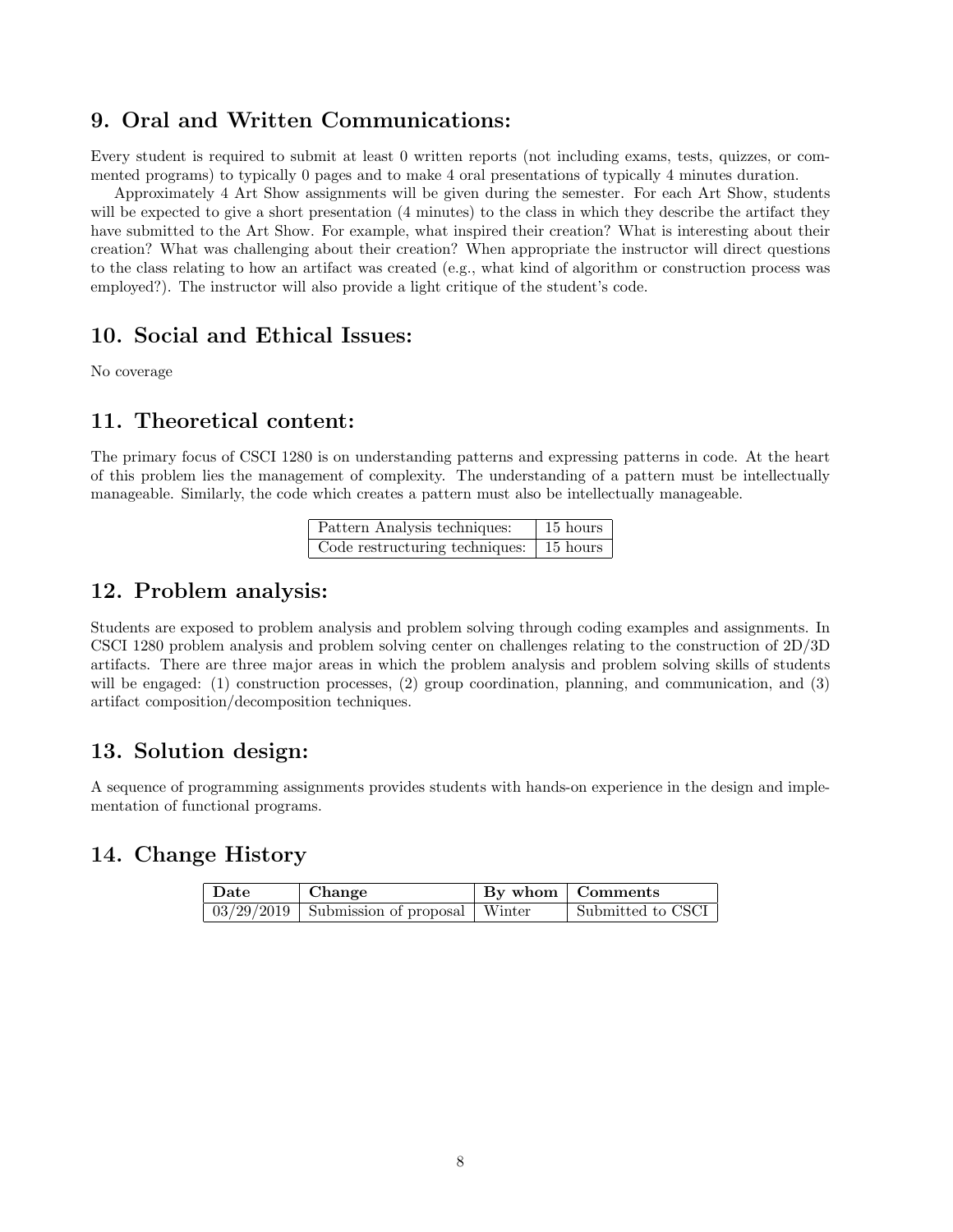## 9. Oral and Written Communications:

Every student is required to submit at least 0 written reports (not including exams, tests, quizzes, or commented programs) to typically 0 pages and to make 4 oral presentations of typically 4 minutes duration.

Approximately 4 Art Show assignments will be given during the semester. For each Art Show, students will be expected to give a short presentation (4 minutes) to the class in which they describe the artifact they have submitted to the Art Show. For example, what inspired their creation? What is interesting about their creation? What was challenging about their creation? When appropriate the instructor will direct questions to the class relating to how an artifact was created (e.g., what kind of algorithm or construction process was employed?). The instructor will also provide a light critique of the student's code.

## 10. Social and Ethical Issues:

No coverage

## 11. Theoretical content:

The primary focus of CSCI 1280 is on understanding patterns and expressing patterns in code. At the heart of this problem lies the management of complexity. The understanding of a pattern must be intellectually manageable. Similarly, the code which creates a pattern must also be intellectually manageable.

| | |
|---|---|
| Pattern Analysis techniques: | 15 hours |
| Code restructuring techniques: | 15 hours |

## 12. Problem analysis:

Students are exposed to problem analysis and problem solving through coding examples and assignments. In CSCI 1280 problem analysis and problem solving center on challenges relating to the construction of 2D/3D artifacts. There are three major areas in which the problem analysis and problem solving skills of students will be engaged: (1) construction processes, (2) group coordination, planning, and communication, and (3) artifact composition/decomposition techniques.

## 13. Solution design:

A sequence of programming assignments provides students with hands-on experience in the design and implementation of functional programs.

## 14. Change History

| **Date** | **Change** | **By whom** | **Comments** |
|---|---|---|---|
| 03/29/2019 | Submission of proposal | Winter | Submitted to CSCI |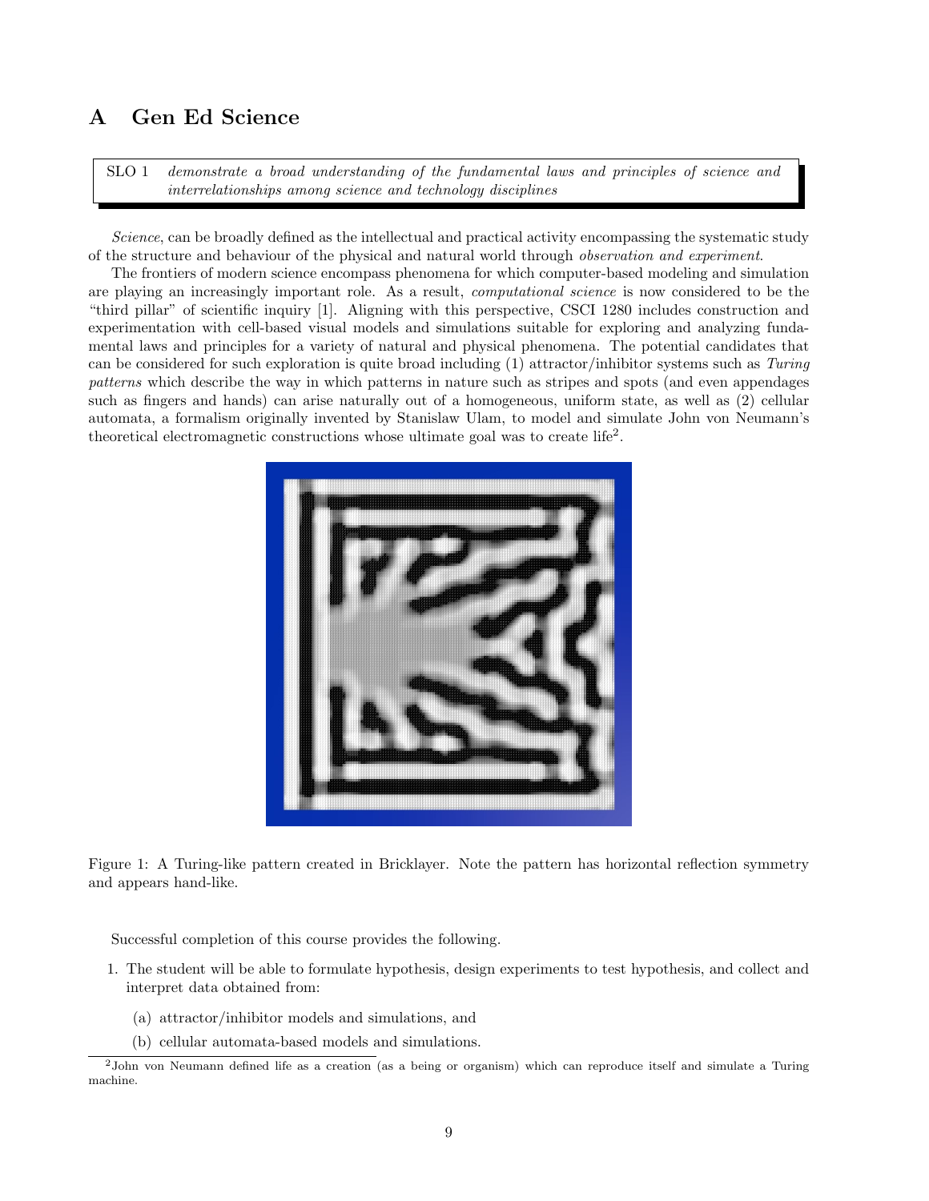# A Gen Ed Science

SLO 1 *demonstrate a broad understanding of the fundamental laws and principles of science and interrelationships among science and technology disciplines*

*Science*, can be broadly defined as the intellectual and practical activity encompassing the systematic study of the structure and behaviour of the physical and natural world through *observation and experiment*.

The frontiers of modern science encompass phenomena for which computer-based modeling and simulation are playing an increasingly important role. As a result, *computational science* is now considered to be the "third pillar" of scientific inquiry [1]. Aligning with this perspective, CSCI 1280 includes construction and experimentation with cell-based visual models and simulations suitable for exploring and analyzing fundamental laws and principles for a variety of natural and physical phenomena. The potential candidates that can be considered for such exploration is quite broad including (1) attractor/inhibitor systems such as *Turing patterns* which describe the way in which patterns in nature such as stripes and spots (and even appendages such as fingers and hands) can arise naturally out of a homogeneous, uniform state, as well as (2) cellular automata, a formalism originally invented by Stanislaw Ulam, to model and simulate John von Neumann's theoretical electromagnetic constructions whose ultimate goal was to create life[2].

Figure 1: A Turing-like pattern created in Bricklayer. Note the pattern has horizontal reflection symmetry and appears hand-like.

Successful completion of this course provides the following.

1. The student will be able to formulate hypothesis, design experiments to test hypothesis, and collect and interpret data obtained from:
   (a) attractor/inhibitor models and simulations, and
   (b) cellular automata-based models and simulations.

[2] John von Neumann defined life as a creation (as a being or organism) which can reproduce itself and simulate a Turing machine.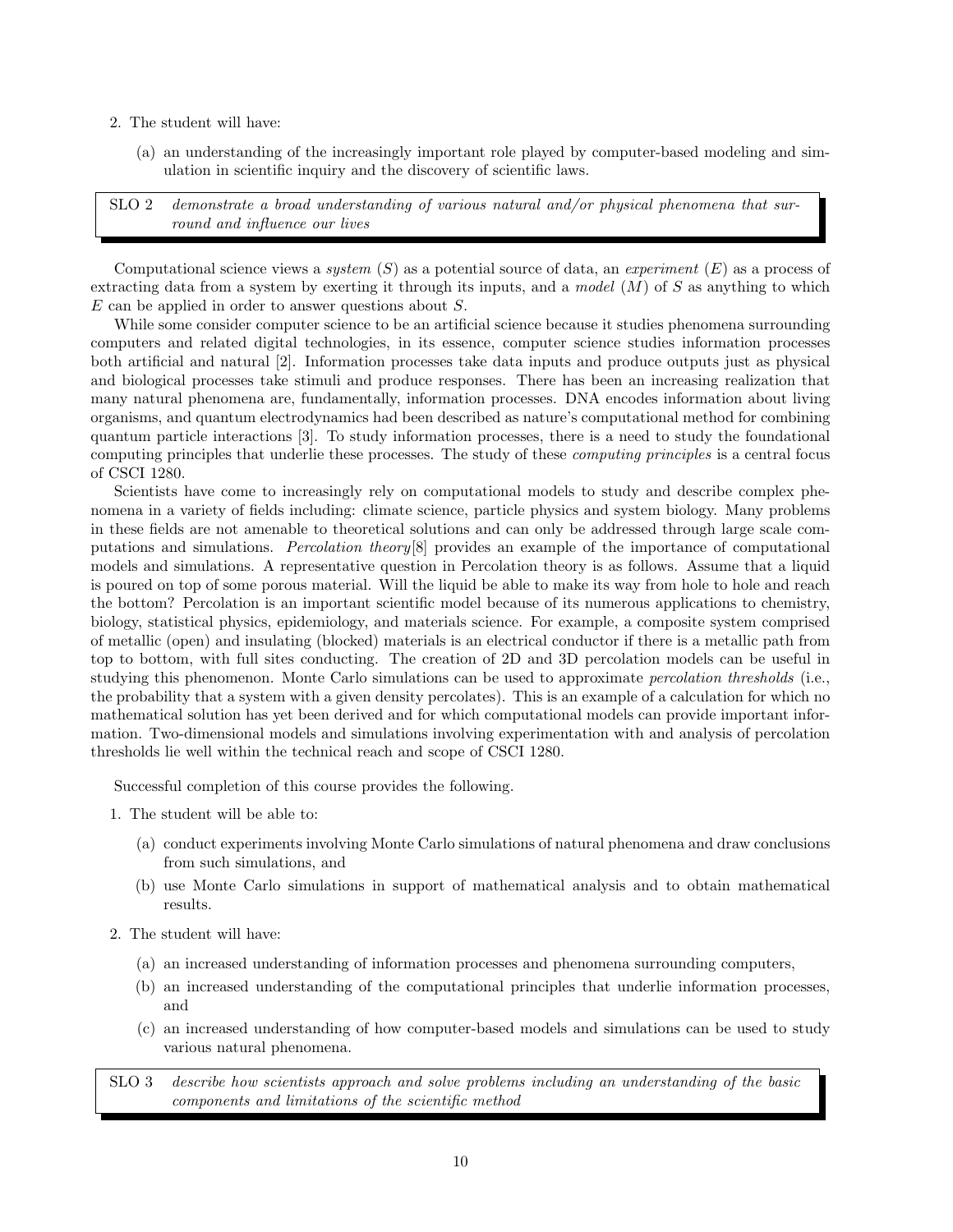2. The student will have:

   (a) an understanding of the increasingly important role played by computer-based modeling and simulation in scientific inquiry and the discovery of scientific laws.

| SLO 2 | *demonstrate a broad understanding of various natural and/or physical phenomena that surround and influence our lives* |
|---|---|

Computational science views a *system* ($S$) as a potential source of data, an *experiment* ($E$) as a process of extracting data from a system by exerting it through its inputs, and a *model* ($M$) of $S$ as anything to which $E$ can be applied in order to answer questions about $S$.

While some consider computer science to be an artificial science because it studies phenomena surrounding computers and related digital technologies, in its essence, computer science studies information processes both artificial and natural [2]. Information processes take data inputs and produce outputs just as physical and biological processes take stimuli and produce responses. There has been an increasing realization that many natural phenomena are, fundamentally, information processes. DNA encodes information about living organisms, and quantum electrodynamics had been described as nature's computational method for combining quantum particle interactions [3]. To study information processes, there is a need to study the foundational computing principles that underlie these processes. The study of these *computing principles* is a central focus of CSCI 1280.

Scientists have come to increasingly rely on computational models to study and describe complex phenomena in a variety of fields including: climate science, particle physics and system biology. Many problems in these fields are not amenable to theoretical solutions and can only be addressed through large scale computations and simulations. *Percolation theory*[8] provides an example of the importance of computational models and simulations. A representative question in Percolation theory is as follows. Assume that a liquid is poured on top of some porous material. Will the liquid be able to make its way from hole to hole and reach the bottom? Percolation is an important scientific model because of its numerous applications to chemistry, biology, statistical physics, epidemiology, and materials science. For example, a composite system comprised of metallic (open) and insulating (blocked) materials is an electrical conductor if there is a metallic path from top to bottom, with full sites conducting. The creation of 2D and 3D percolation models can be useful in studying this phenomenon. Monte Carlo simulations can be used to approximate *percolation thresholds* (i.e., the probability that a system with a given density percolates). This is an example of a calculation for which no mathematical solution has yet been derived and for which computational models can provide important information. Two-dimensional models and simulations involving experimentation with and analysis of percolation thresholds lie well within the technical reach and scope of CSCI 1280.

Successful completion of this course provides the following.

1. The student will be able to:

   (a) conduct experiments involving Monte Carlo simulations of natural phenomena and draw conclusions from such simulations, and

   (b) use Monte Carlo simulations in support of mathematical analysis and to obtain mathematical results.

2. The student will have:

   (a) an increased understanding of information processes and phenomena surrounding computers,

   (b) an increased understanding of the computational principles that underlie information processes, and

   (c) an increased understanding of how computer-based models and simulations can be used to study various natural phenomena.

| SLO 3 | *describe how scientists approach and solve problems including an understanding of the basic components and limitations of the scientific method* |
|---|---|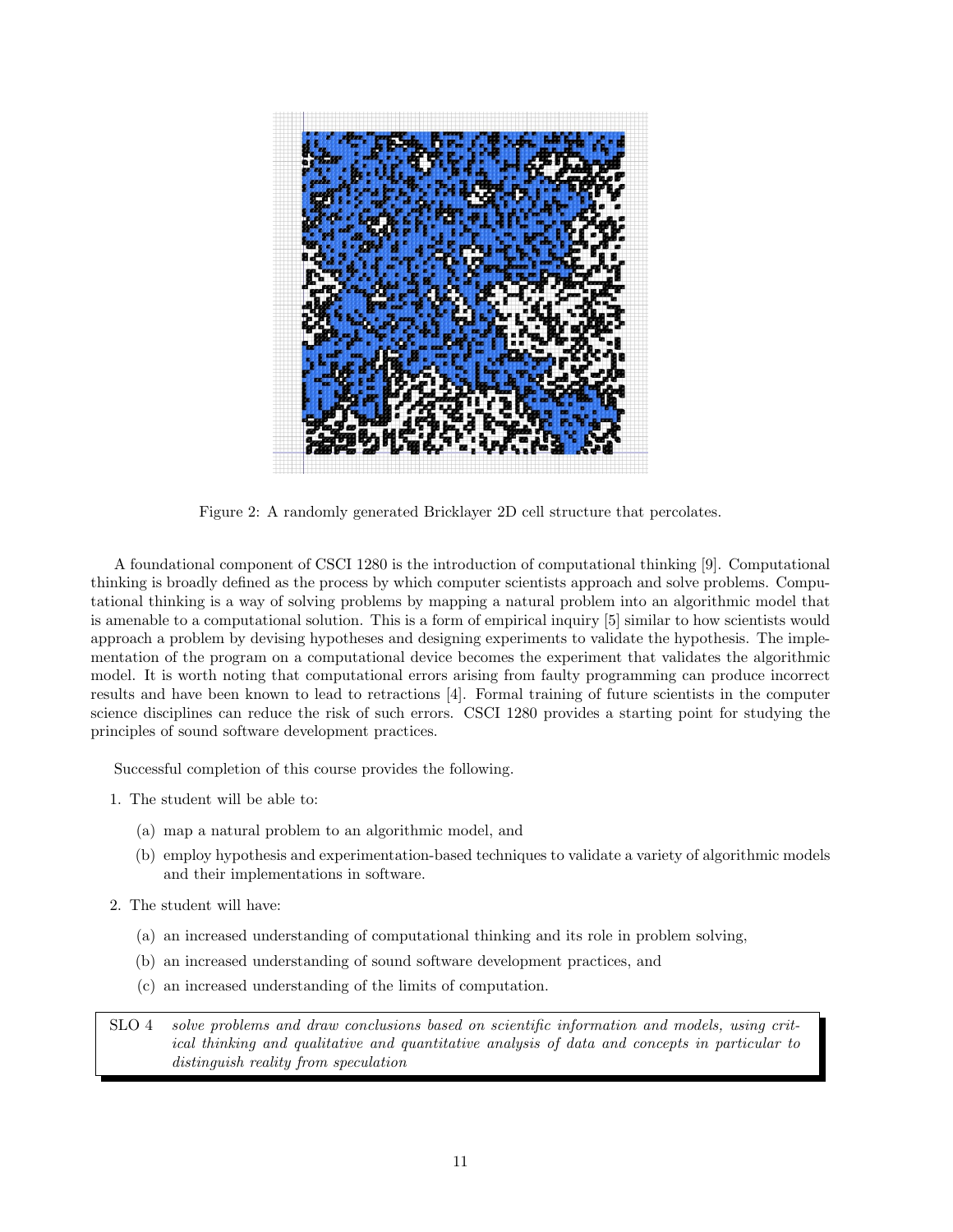Figure 2: A randomly generated Bricklayer 2D cell structure that percolates.

A foundational component of CSCI 1280 is the introduction of computational thinking [9]. Computational thinking is broadly defined as the process by which computer scientists approach and solve problems. Computational thinking is a way of solving problems by mapping a natural problem into an algorithmic model that is amenable to a computational solution. This is a form of empirical inquiry [5] similar to how scientists would approach a problem by devising hypotheses and designing experiments to validate the hypothesis. The implementation of the program on a computational device becomes the experiment that validates the algorithmic model. It is worth noting that computational errors arising from faulty programming can produce incorrect results and have been known to lead to retractions [4]. Formal training of future scientists in the computer science disciplines can reduce the risk of such errors. CSCI 1280 provides a starting point for studying the principles of sound software development practices.

Successful completion of this course provides the following.

1. The student will be able to:
   (a) map a natural problem to an algorithmic model, and
   (b) employ hypothesis and experimentation-based techniques to validate a variety of algorithmic models and their implementations in software.
2. The student will have:
   (a) an increased understanding of computational thinking and its role in problem solving,
   (b) an increased understanding of sound software development practices, and
   (c) an increased understanding of the limits of computation.

| SLO 4 | *solve problems and draw conclusions based on scientific information and models, using critical thinking and qualitative and quantitative analysis of data and concepts in particular to distinguish reality from speculation* |
|---|---|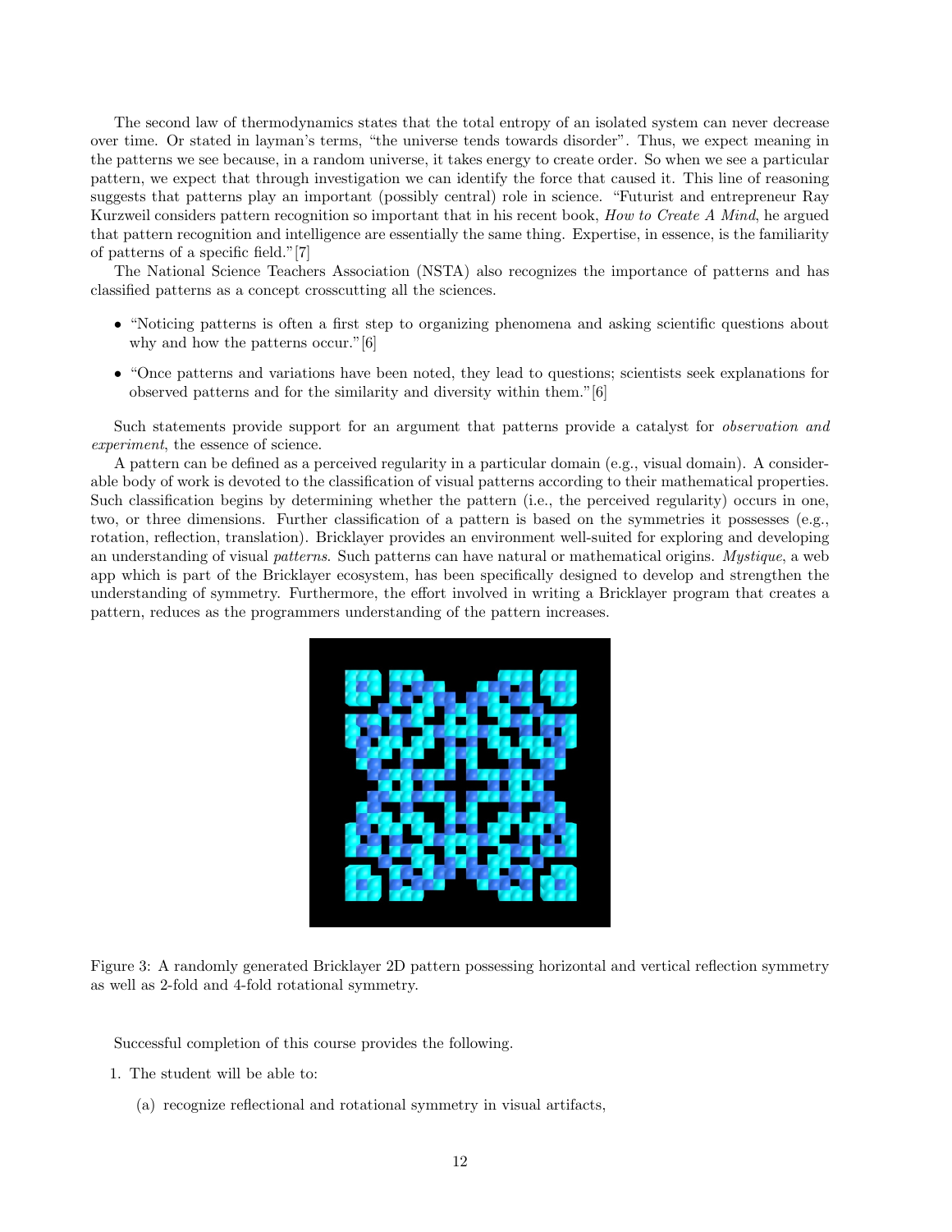The second law of thermodynamics states that the total entropy of an isolated system can never decrease over time. Or stated in layman's terms, "the universe tends towards disorder". Thus, we expect meaning in the patterns we see because, in a random universe, it takes energy to create order. So when we see a particular pattern, we expect that through investigation we can identify the force that caused it. This line of reasoning suggests that patterns play an important (possibly central) role in science. "Futurist and entrepreneur Ray Kurzweil considers pattern recognition so important that in his recent book, *How to Create A Mind*, he argued that pattern recognition and intelligence are essentially the same thing. Expertise, in essence, is the familiarity of patterns of a specific field."[7]

The National Science Teachers Association (NSTA) also recognizes the importance of patterns and has classified patterns as a concept crosscutting all the sciences.

- "Noticing patterns is often a first step to organizing phenomena and asking scientific questions about why and how the patterns occur."[6]
- "Once patterns and variations have been noted, they lead to questions; scientists seek explanations for observed patterns and for the similarity and diversity within them."[6]

Such statements provide support for an argument that patterns provide a catalyst for *observation and experiment*, the essence of science.

A pattern can be defined as a perceived regularity in a particular domain (e.g., visual domain). A considerable body of work is devoted to the classification of visual patterns according to their mathematical properties. Such classification begins by determining whether the pattern (i.e., the perceived regularity) occurs in one, two, or three dimensions. Further classification of a pattern is based on the symmetries it possesses (e.g., rotation, reflection, translation). Bricklayer provides an environment well-suited for exploring and developing an understanding of visual *patterns*. Such patterns can have natural or mathematical origins. *Mystique*, a web app which is part of the Bricklayer ecosystem, has been specifically designed to develop and strengthen the understanding of symmetry. Furthermore, the effort involved in writing a Bricklayer program that creates a pattern, reduces as the programmers understanding of the pattern increases.

Figure 3: A randomly generated Bricklayer 2D pattern possessing horizontal and vertical reflection symmetry as well as 2-fold and 4-fold rotational symmetry.

Successful completion of this course provides the following.

1. The student will be able to:

   (a) recognize reflectional and rotational symmetry in visual artifacts,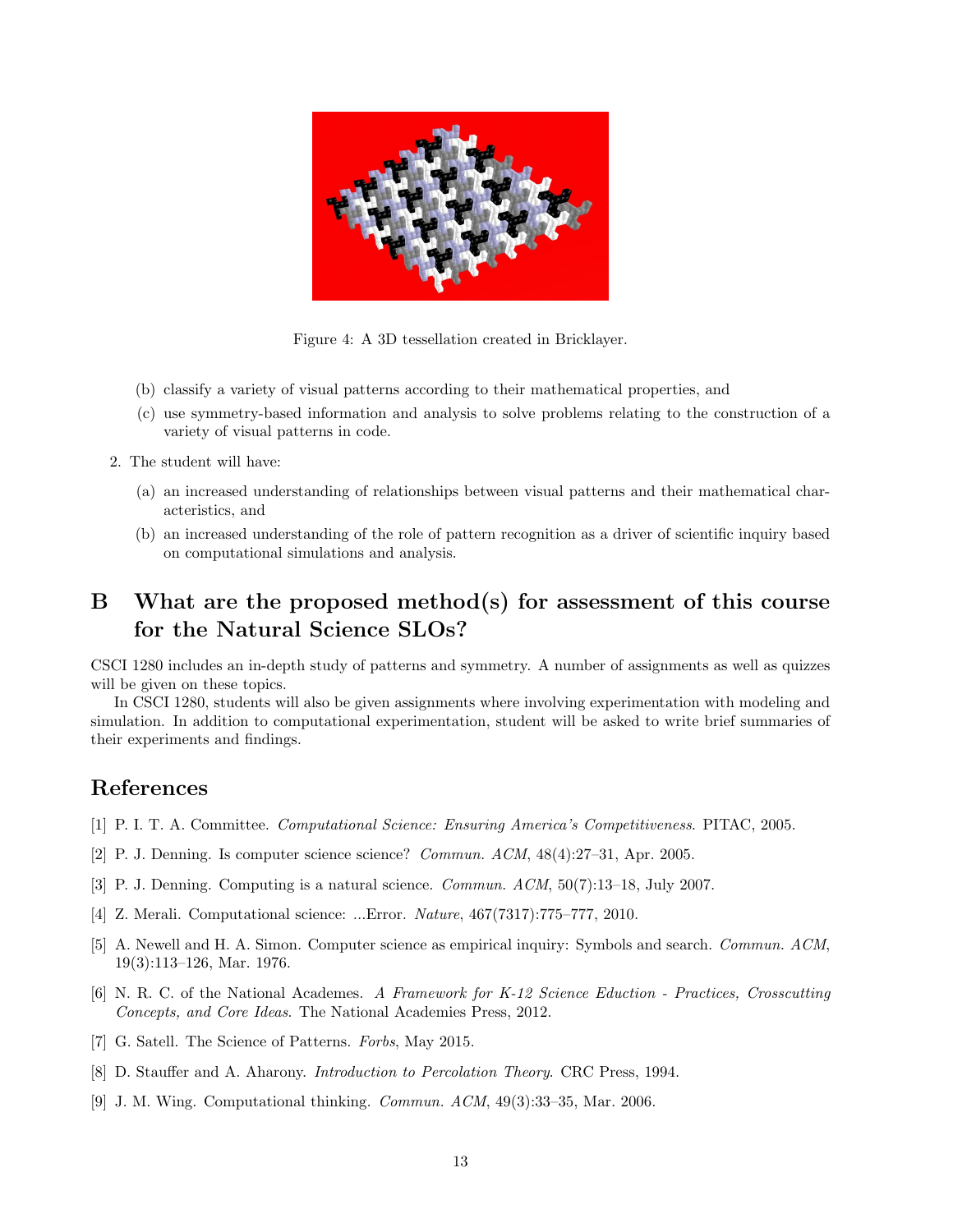Figure 4: A 3D tessellation created in Bricklayer.

   (b) classify a variety of visual patterns according to their mathematical properties, and
   (c) use symmetry-based information and analysis to solve problems relating to the construction of a variety of visual patterns in code.

2. The student will have:
   (a) an increased understanding of relationships between visual patterns and their mathematical characteristics, and
   (b) an increased understanding of the role of pattern recognition as a driver of scientific inquiry based on computational simulations and analysis.

# B What are the proposed method(s) for assessment of this course for the Natural Science SLOs?

CSCI 1280 includes an in-depth study of patterns and symmetry. A number of assignments as well as quizzes will be given on these topics.

In CSCI 1280, students will also be given assignments where involving experimentation with modeling and simulation. In addition to computational experimentation, student will be asked to write brief summaries of their experiments and findings.

## References

[1] P. I. T. A. Committee. *Computational Science: Ensuring America's Competitiveness*. PITAC, 2005.

[2] P. J. Denning. Is computer science science? *Commun. ACM*, 48(4):27–31, Apr. 2005.

[3] P. J. Denning. Computing is a natural science. *Commun. ACM*, 50(7):13–18, July 2007.

[4] Z. Merali. Computational science: ...Error. *Nature*, 467(7317):775–777, 2010.

[5] A. Newell and H. A. Simon. Computer science as empirical inquiry: Symbols and search. *Commun. ACM*, 19(3):113–126, Mar. 1976.

[6] N. R. C. of the National Academes. *A Framework for K-12 Science Eduction - Practices, Crosscutting Concepts, and Core Ideas*. The National Academies Press, 2012.

[7] G. Satell. The Science of Patterns. *Forbs*, May 2015.

[8] D. Stauffer and A. Aharony. *Introduction to Percolation Theory*. CRC Press, 1994.

[9] J. M. Wing. Computational thinking. *Commun. ACM*, 49(3):33–35, Mar. 2006.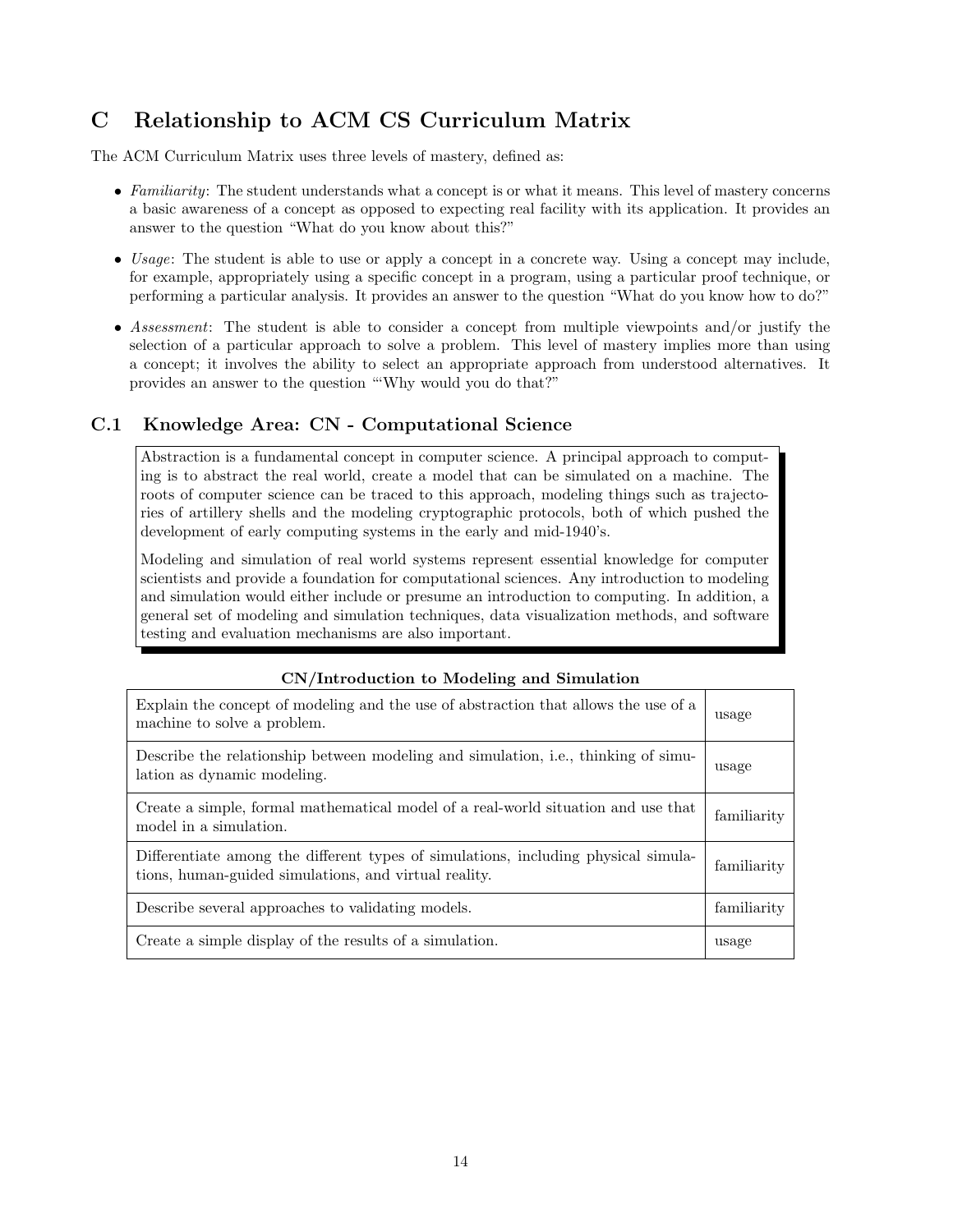# C Relationship to ACM CS Curriculum Matrix

The ACM Curriculum Matrix uses three levels of mastery, defined as:

- *Familiarity*: The student understands what a concept is or what it means. This level of mastery concerns a basic awareness of a concept as opposed to expecting real facility with its application. It provides an answer to the question "What do you know about this?"
- *Usage*: The student is able to use or apply a concept in a concrete way. Using a concept may include, for example, appropriately using a specific concept in a program, using a particular proof technique, or performing a particular analysis. It provides an answer to the question "What do you know how to do?"
- *Assessment*: The student is able to consider a concept from multiple viewpoints and/or justify the selection of a particular approach to solve a problem. This level of mastery implies more than using a concept; it involves the ability to select an appropriate approach from understood alternatives. It provides an answer to the question "'Why would you do that?"

## C.1 Knowledge Area: CN - Computational Science

Abstraction is a fundamental concept in computer science. A principal approach to computing is to abstract the real world, create a model that can be simulated on a machine. The roots of computer science can be traced to this approach, modeling things such as trajectories of artillery shells and the modeling cryptographic protocols, both of which pushed the development of early computing systems in the early and mid-1940's.

Modeling and simulation of real world systems represent essential knowledge for computer scientists and provide a foundation for computational sciences. Any introduction to modeling and simulation would either include or presume an introduction to computing. In addition, a general set of modeling and simulation techniques, data visualization methods, and software testing and evaluation mechanisms are also important.

**CN/Introduction to Modeling and Simulation**

| Learning outcome | Level |
|---|---|
| Explain the concept of modeling and the use of abstraction that allows the use of a machine to solve a problem. | usage |
| Describe the relationship between modeling and simulation, i.e., thinking of simulation as dynamic modeling. | usage |
| Create a simple, formal mathematical model of a real-world situation and use that model in a simulation. | familiarity |
| Differentiate among the different types of simulations, including physical simulations, human-guided simulations, and virtual reality. | familiarity |
| Describe several approaches to validating models. | familiarity |
| Create a simple display of the results of a simulation. | usage |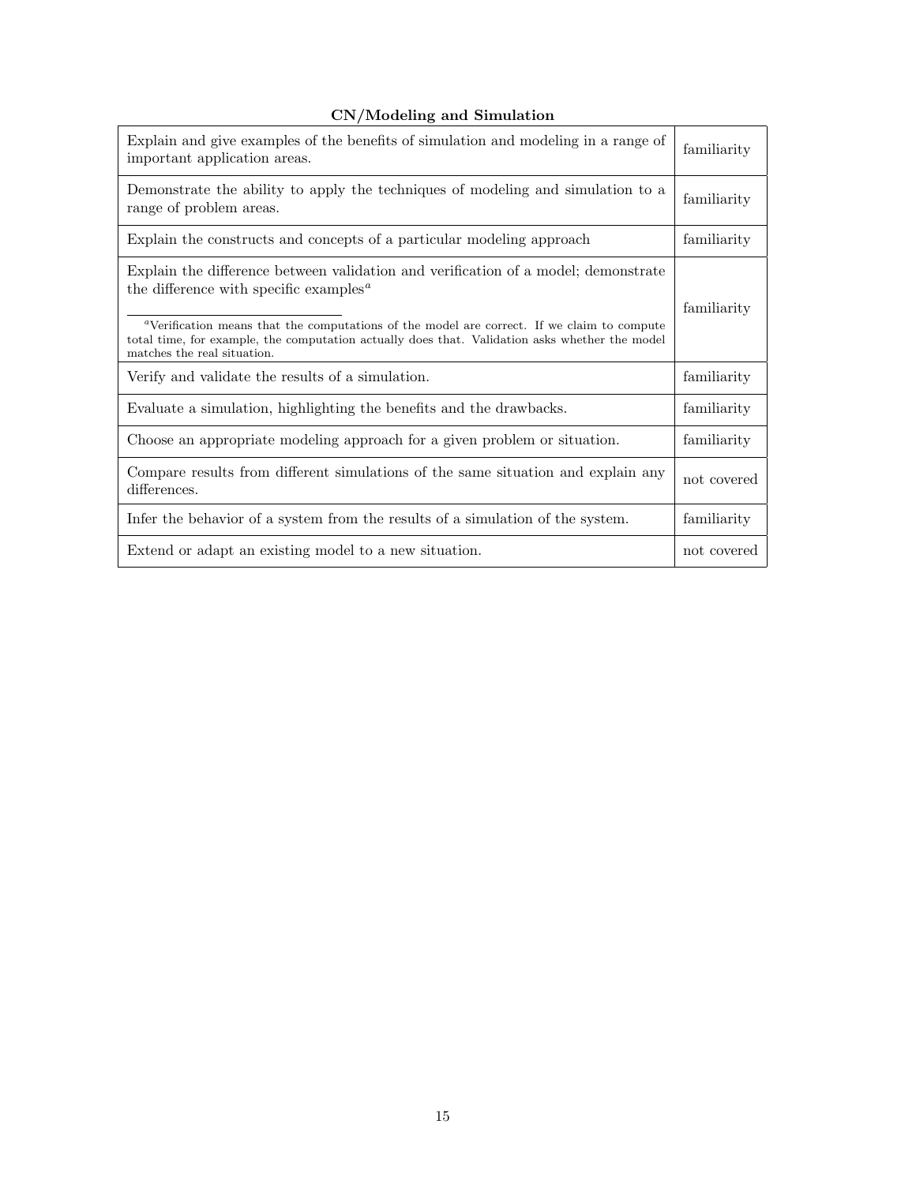**CN/Modeling and Simulation**

| | |
|---|---|
| Explain and give examples of the benefits of simulation and modeling in a range of important application areas. | familiarity |
| Demonstrate the ability to apply the techniques of modeling and simulation to a range of problem areas. | familiarity |
| Explain the constructs and concepts of a particular modeling approach | familiarity |
| Explain the difference between validation and verification of a model; demonstrate the difference with specific examples[a] <br><br> [a]Verification means that the computations of the model are correct. If we claim to compute total time, for example, the computation actually does that. Validation asks whether the model matches the real situation. | familiarity |
| Verify and validate the results of a simulation. | familiarity |
| Evaluate a simulation, highlighting the benefits and the drawbacks. | familiarity |
| Choose an appropriate modeling approach for a given problem or situation. | familiarity |
| Compare results from different simulations of the same situation and explain any differences. | not covered |
| Infer the behavior of a system from the results of a simulation of the system. | familiarity |
| Extend or adapt an existing model to a new situation. | not covered |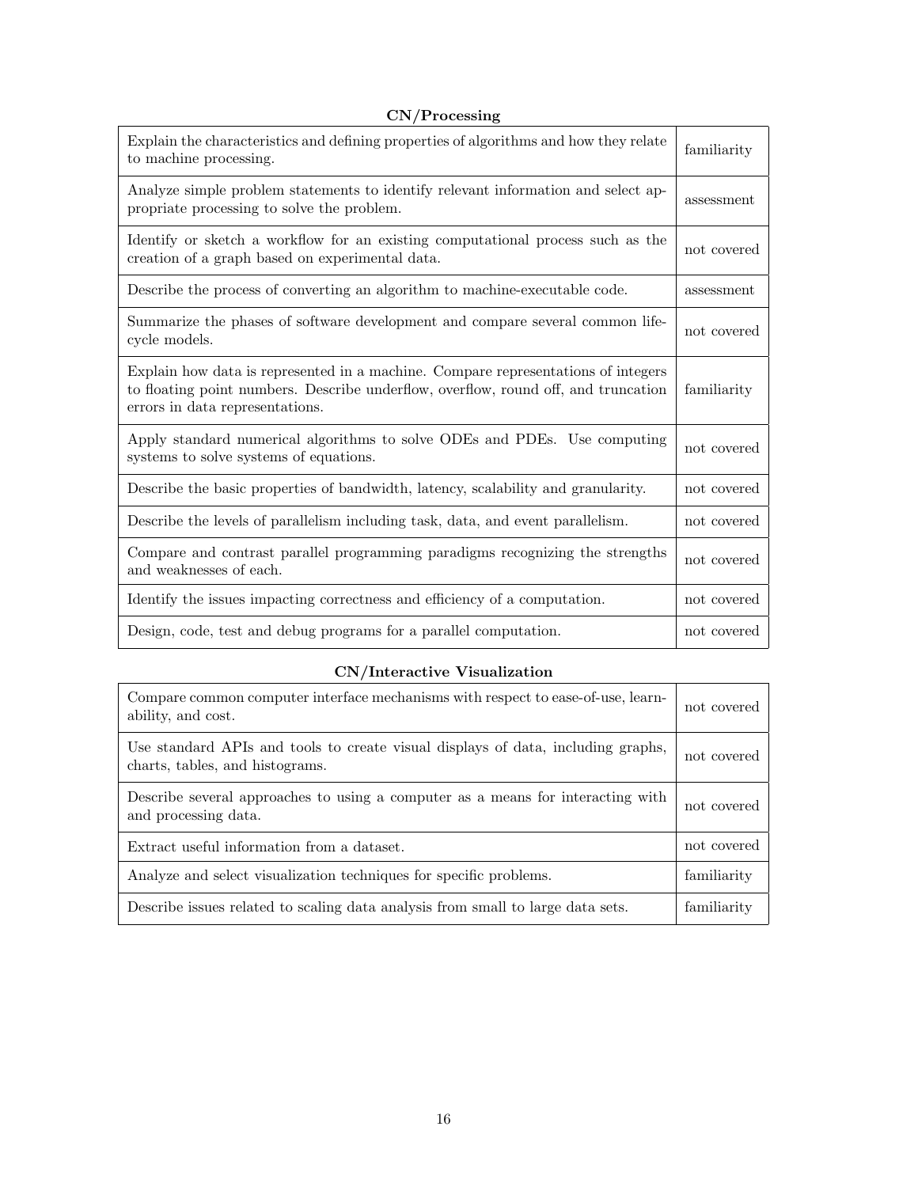**CN/Processing**

| | |
|---|---|
| Explain the characteristics and defining properties of algorithms and how they relate to machine processing. | familiarity |
| Analyze simple problem statements to identify relevant information and select appropriate processing to solve the problem. | assessment |
| Identify or sketch a workflow for an existing computational process such as the creation of a graph based on experimental data. | not covered |
| Describe the process of converting an algorithm to machine-executable code. | assessment |
| Summarize the phases of software development and compare several common lifecycle models. | not covered |
| Explain how data is represented in a machine. Compare representations of integers to floating point numbers. Describe underflow, overflow, round off, and truncation errors in data representations. | familiarity |
| Apply standard numerical algorithms to solve ODEs and PDEs. Use computing systems to solve systems of equations. | not covered |
| Describe the basic properties of bandwidth, latency, scalability and granularity. | not covered |
| Describe the levels of parallelism including task, data, and event parallelism. | not covered |
| Compare and contrast parallel programming paradigms recognizing the strengths and weaknesses of each. | not covered |
| Identify the issues impacting correctness and efficiency of a computation. | not covered |
| Design, code, test and debug programs for a parallel computation. | not covered |

**CN/Interactive Visualization**

| | |
|---|---|
| Compare common computer interface mechanisms with respect to ease-of-use, learnability, and cost. | not covered |
| Use standard APIs and tools to create visual displays of data, including graphs, charts, tables, and histograms. | not covered |
| Describe several approaches to using a computer as a means for interacting with and processing data. | not covered |
| Extract useful information from a dataset. | not covered |
| Analyze and select visualization techniques for specific problems. | familiarity |
| Describe issues related to scaling data analysis from small to large data sets. | familiarity |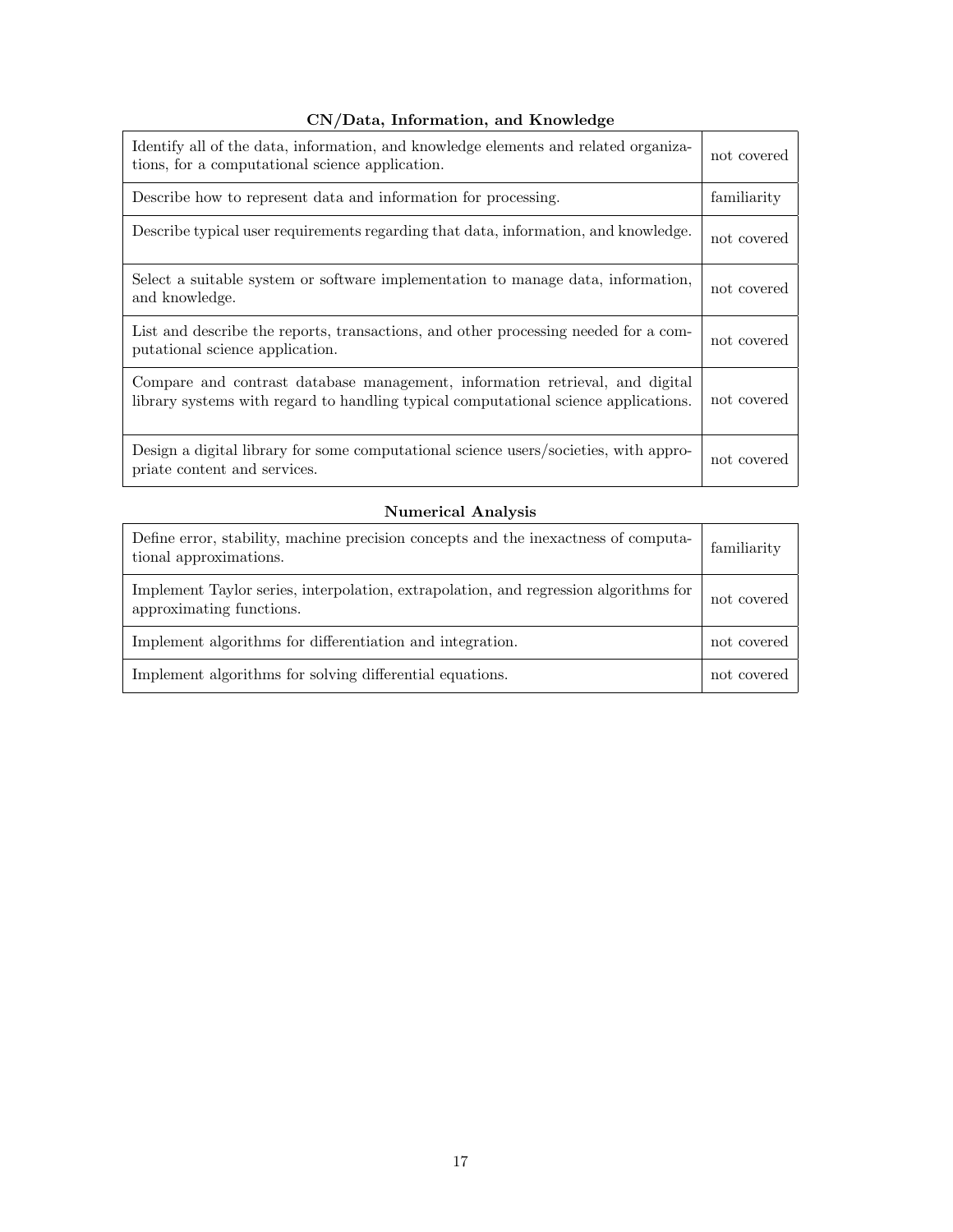**CN/Data, Information, and Knowledge**

| | |
|---|---|
| Identify all of the data, information, and knowledge elements and related organizations, for a computational science application. | not covered |
| Describe how to represent data and information for processing. | familiarity |
| Describe typical user requirements regarding that data, information, and knowledge. | not covered |
| Select a suitable system or software implementation to manage data, information, and knowledge. | not covered |
| List and describe the reports, transactions, and other processing needed for a computational science application. | not covered |
| Compare and contrast database management, information retrieval, and digital library systems with regard to handling typical computational science applications. | not covered |
| Design a digital library for some computational science users/societies, with appropriate content and services. | not covered |

**Numerical Analysis**

| | |
|---|---|
| Define error, stability, machine precision concepts and the inexactness of computational approximations. | familiarity |
| Implement Taylor series, interpolation, extrapolation, and regression algorithms for approximating functions. | not covered |
| Implement algorithms for differentiation and integration. | not covered |
| Implement algorithms for solving differential equations. | not covered |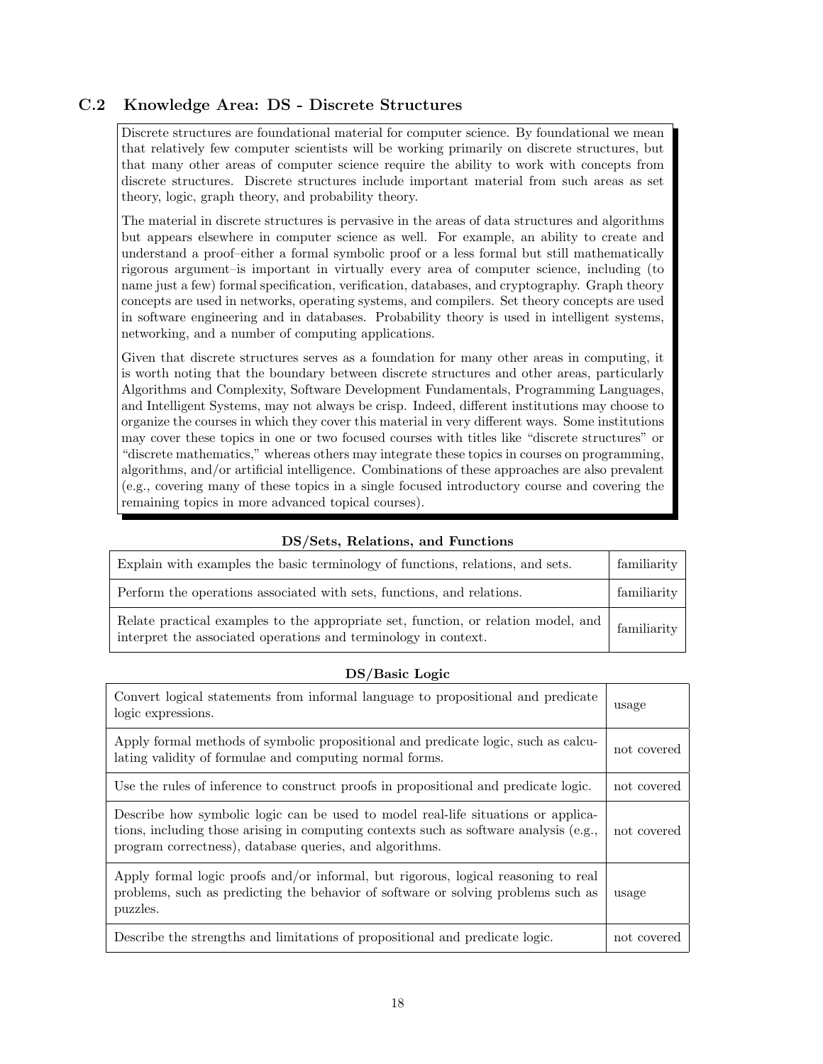## C.2 Knowledge Area: DS - Discrete Structures

Discrete structures are foundational material for computer science. By foundational we mean that relatively few computer scientists will be working primarily on discrete structures, but that many other areas of computer science require the ability to work with concepts from discrete structures. Discrete structures include important material from such areas as set theory, logic, graph theory, and probability theory.

The material in discrete structures is pervasive in the areas of data structures and algorithms but appears elsewhere in computer science as well. For example, an ability to create and understand a proof–either a formal symbolic proof or a less formal but still mathematically rigorous argument–is important in virtually every area of computer science, including (to name just a few) formal specification, verification, databases, and cryptography. Graph theory concepts are used in networks, operating systems, and compilers. Set theory concepts are used in software engineering and in databases. Probability theory is used in intelligent systems, networking, and a number of computing applications.

Given that discrete structures serves as a foundation for many other areas in computing, it is worth noting that the boundary between discrete structures and other areas, particularly Algorithms and Complexity, Software Development Fundamentals, Programming Languages, and Intelligent Systems, may not always be crisp. Indeed, different institutions may choose to organize the courses in which they cover this material in very different ways. Some institutions may cover these topics in one or two focused courses with titles like "discrete structures" or "discrete mathematics," whereas others may integrate these topics in courses on programming, algorithms, and/or artificial intelligence. Combinations of these approaches are also prevalent (e.g., covering many of these topics in a single focused introductory course and covering the remaining topics in more advanced topical courses).

### DS/Sets, Relations, and Functions

| Outcome | Level |
|---|---|
| Explain with examples the basic terminology of functions, relations, and sets. | familiarity |
| Perform the operations associated with sets, functions, and relations. | familiarity |
| Relate practical examples to the appropriate set, function, or relation model, and interpret the associated operations and terminology in context. | familiarity |

### DS/Basic Logic

| Outcome | Level |
|---|---|
| Convert logical statements from informal language to propositional and predicate logic expressions. | usage |
| Apply formal methods of symbolic propositional and predicate logic, such as calculating validity of formulae and computing normal forms. | not covered |
| Use the rules of inference to construct proofs in propositional and predicate logic. | not covered |
| Describe how symbolic logic can be used to model real-life situations or applications, including those arising in computing contexts such as software analysis (e.g., program correctness), database queries, and algorithms. | not covered |
| Apply formal logic proofs and/or informal, but rigorous, logical reasoning to real problems, such as predicting the behavior of software or solving problems such as puzzles. | usage |
| Describe the strengths and limitations of propositional and predicate logic. | not covered |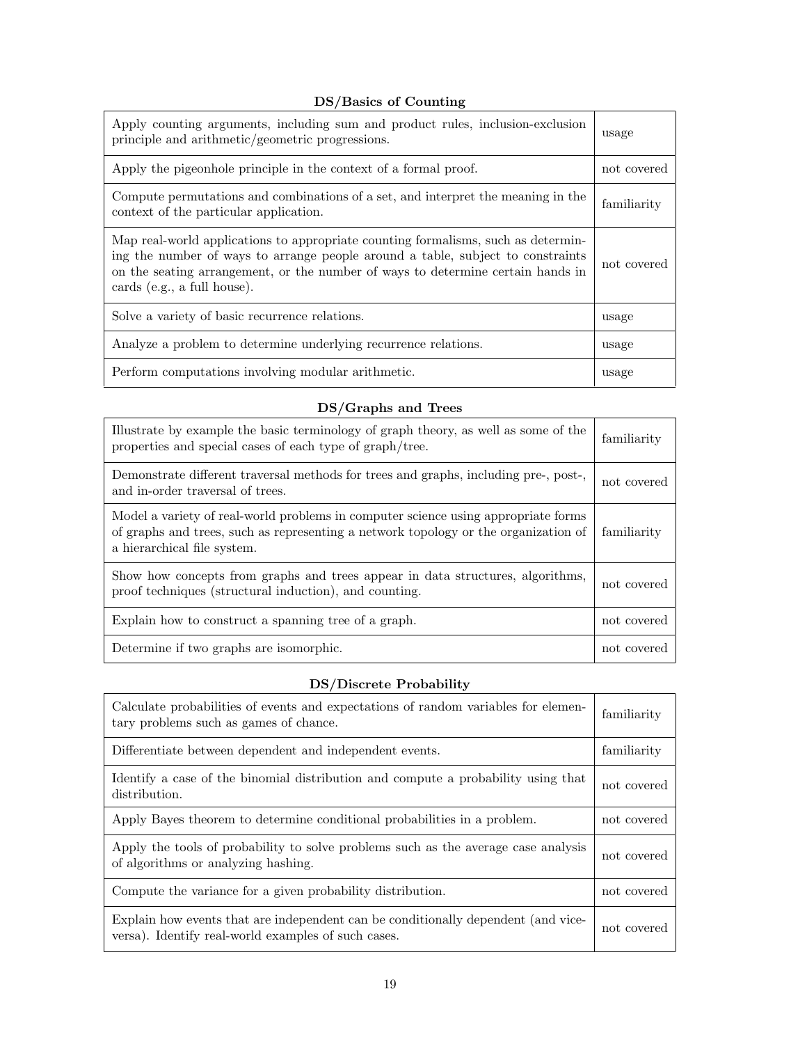### DS/Basics of Counting

| | |
|---|---|
| Apply counting arguments, including sum and product rules, inclusion-exclusion principle and arithmetic/geometric progressions. | usage |
| Apply the pigeonhole principle in the context of a formal proof. | not covered |
| Compute permutations and combinations of a set, and interpret the meaning in the context of the particular application. | familiarity |
| Map real-world applications to appropriate counting formalisms, such as determining the number of ways to arrange people around a table, subject to constraints on the seating arrangement, or the number of ways to determine certain hands in cards (e.g., a full house). | not covered |
| Solve a variety of basic recurrence relations. | usage |
| Analyze a problem to determine underlying recurrence relations. | usage |
| Perform computations involving modular arithmetic. | usage |

### DS/Graphs and Trees

| | |
|---|---|
| Illustrate by example the basic terminology of graph theory, as well as some of the properties and special cases of each type of graph/tree. | familiarity |
| Demonstrate different traversal methods for trees and graphs, including pre-, post-, and in-order traversal of trees. | not covered |
| Model a variety of real-world problems in computer science using appropriate forms of graphs and trees, such as representing a network topology or the organization of a hierarchical file system. | familiarity |
| Show how concepts from graphs and trees appear in data structures, algorithms, proof techniques (structural induction), and counting. | not covered |
| Explain how to construct a spanning tree of a graph. | not covered |
| Determine if two graphs are isomorphic. | not covered |

### DS/Discrete Probability

| | |
|---|---|
| Calculate probabilities of events and expectations of random variables for elementary problems such as games of chance. | familiarity |
| Differentiate between dependent and independent events. | familiarity |
| Identify a case of the binomial distribution and compute a probability using that distribution. | not covered |
| Apply Bayes theorem to determine conditional probabilities in a problem. | not covered |
| Apply the tools of probability to solve problems such as the average case analysis of algorithms or analyzing hashing. | not covered |
| Compute the variance for a given probability distribution. | not covered |
| Explain how events that are independent can be conditionally dependent (and vice-versa). Identify real-world examples of such cases. | not covered |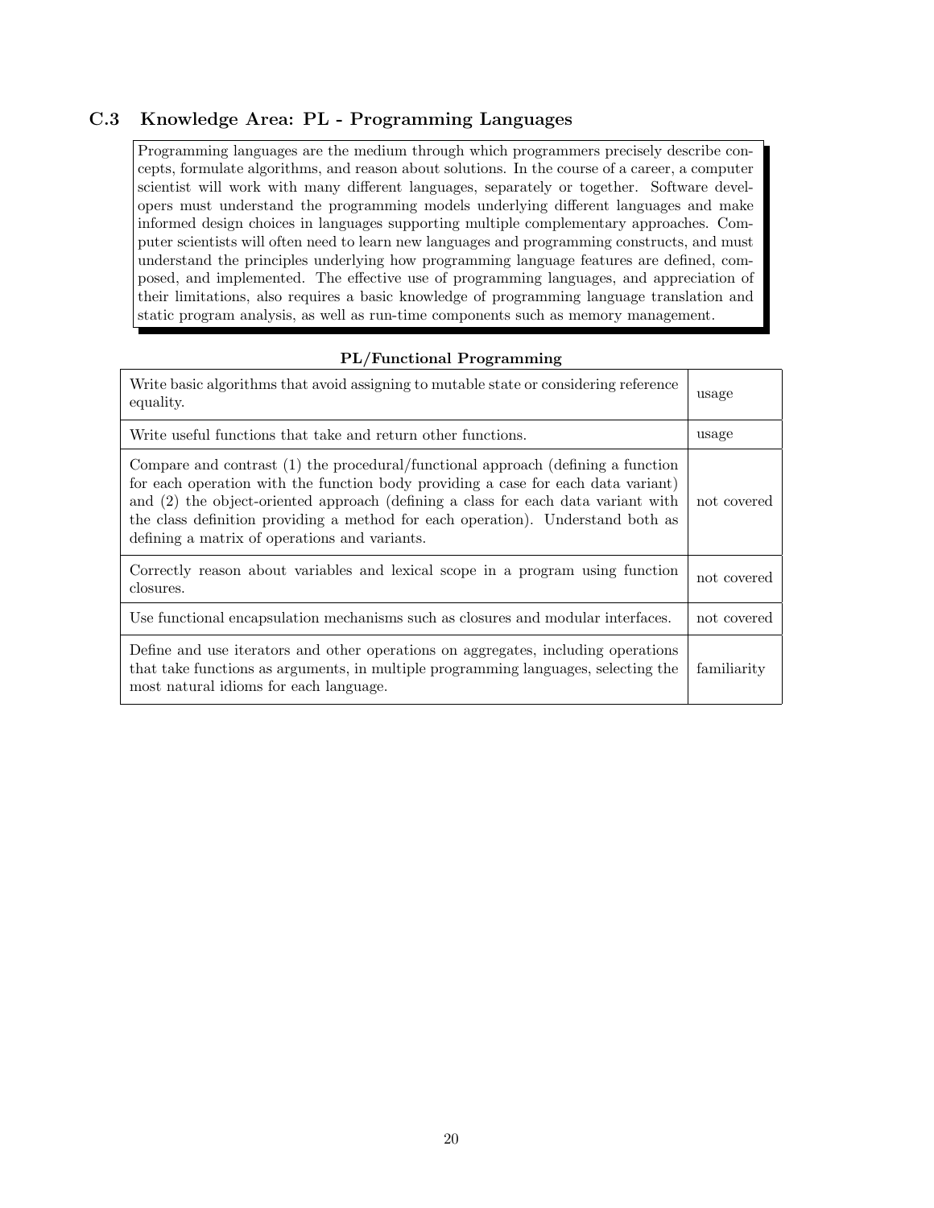## C.3 Knowledge Area: PL - Programming Languages

Programming languages are the medium through which programmers precisely describe concepts, formulate algorithms, and reason about solutions. In the course of a career, a computer scientist will work with many different languages, separately or together. Software developers must understand the programming models underlying different languages and make informed design choices in languages supporting multiple complementary approaches. Computer scientists will often need to learn new languages and programming constructs, and must understand the principles underlying how programming language features are defined, composed, and implemented. The effective use of programming languages, and appreciation of their limitations, also requires a basic knowledge of programming language translation and static program analysis, as well as run-time components such as memory management.

**PL/Functional Programming**

| | |
|---|---|
| Write basic algorithms that avoid assigning to mutable state or considering reference equality. | usage |
| Write useful functions that take and return other functions. | usage |
| Compare and contrast (1) the procedural/functional approach (defining a function for each operation with the function body providing a case for each data variant) and (2) the object-oriented approach (defining a class for each data variant with the class definition providing a method for each operation). Understand both as defining a matrix of operations and variants. | not covered |
| Correctly reason about variables and lexical scope in a program using function closures. | not covered |
| Use functional encapsulation mechanisms such as closures and modular interfaces. | not covered |
| Define and use iterators and other operations on aggregates, including operations that take functions as arguments, in multiple programming languages, selecting the most natural idioms for each language. | familiarity |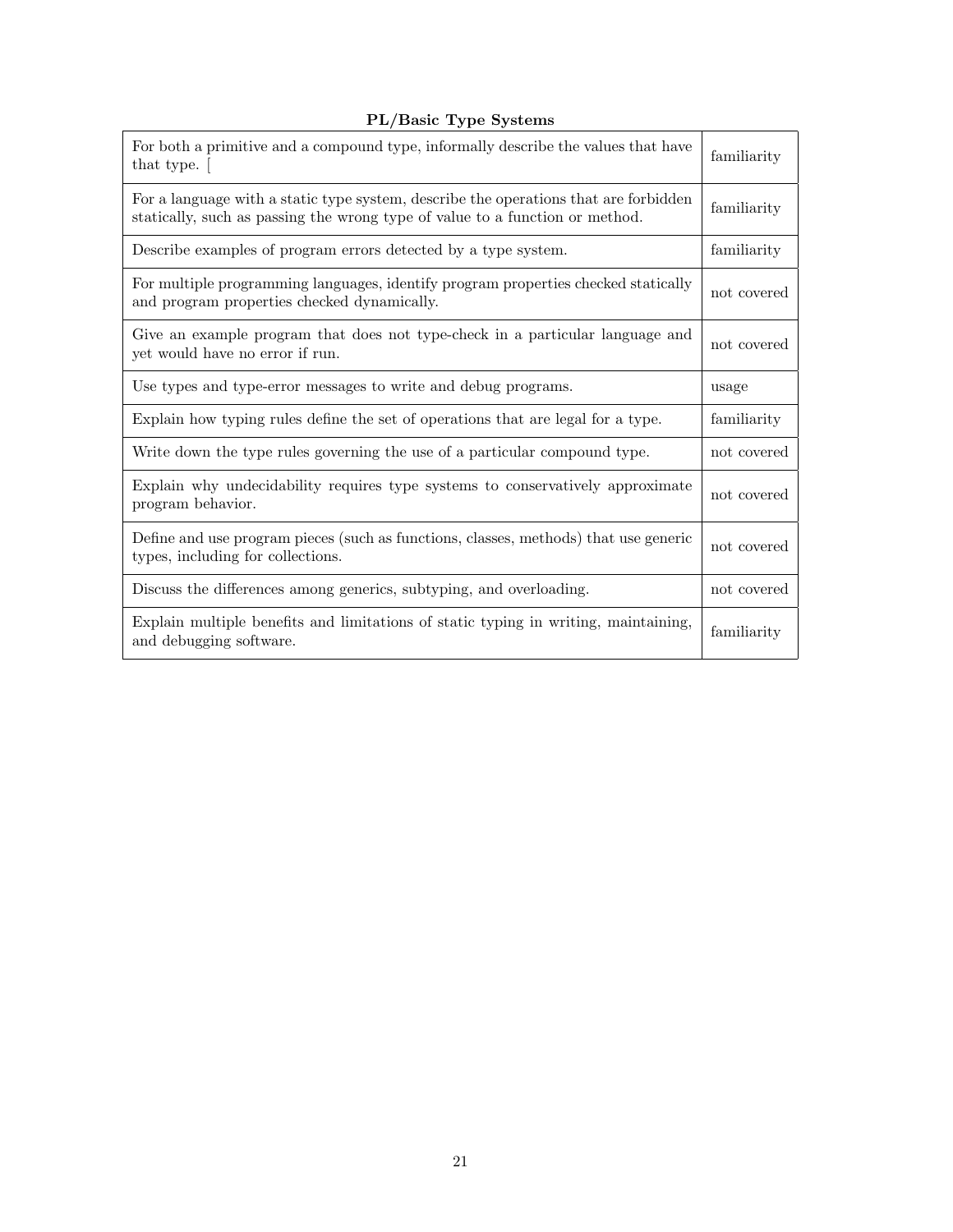**PL/Basic Type Systems**

| | |
|---|---|
| For both a primitive and a compound type, informally describe the values that have that type. [ | familiarity |
| For a language with a static type system, describe the operations that are forbidden statically, such as passing the wrong type of value to a function or method. | familiarity |
| Describe examples of program errors detected by a type system. | familiarity |
| For multiple programming languages, identify program properties checked statically and program properties checked dynamically. | not covered |
| Give an example program that does not type-check in a particular language and yet would have no error if run. | not covered |
| Use types and type-error messages to write and debug programs. | usage |
| Explain how typing rules define the set of operations that are legal for a type. | familiarity |
| Write down the type rules governing the use of a particular compound type. | not covered |
| Explain why undecidability requires type systems to conservatively approximate program behavior. | not covered |
| Define and use program pieces (such as functions, classes, methods) that use generic types, including for collections. | not covered |
| Discuss the differences among generics, subtyping, and overloading. | not covered |
| Explain multiple benefits and limitations of static typing in writing, maintaining, and debugging software. | familiarity |